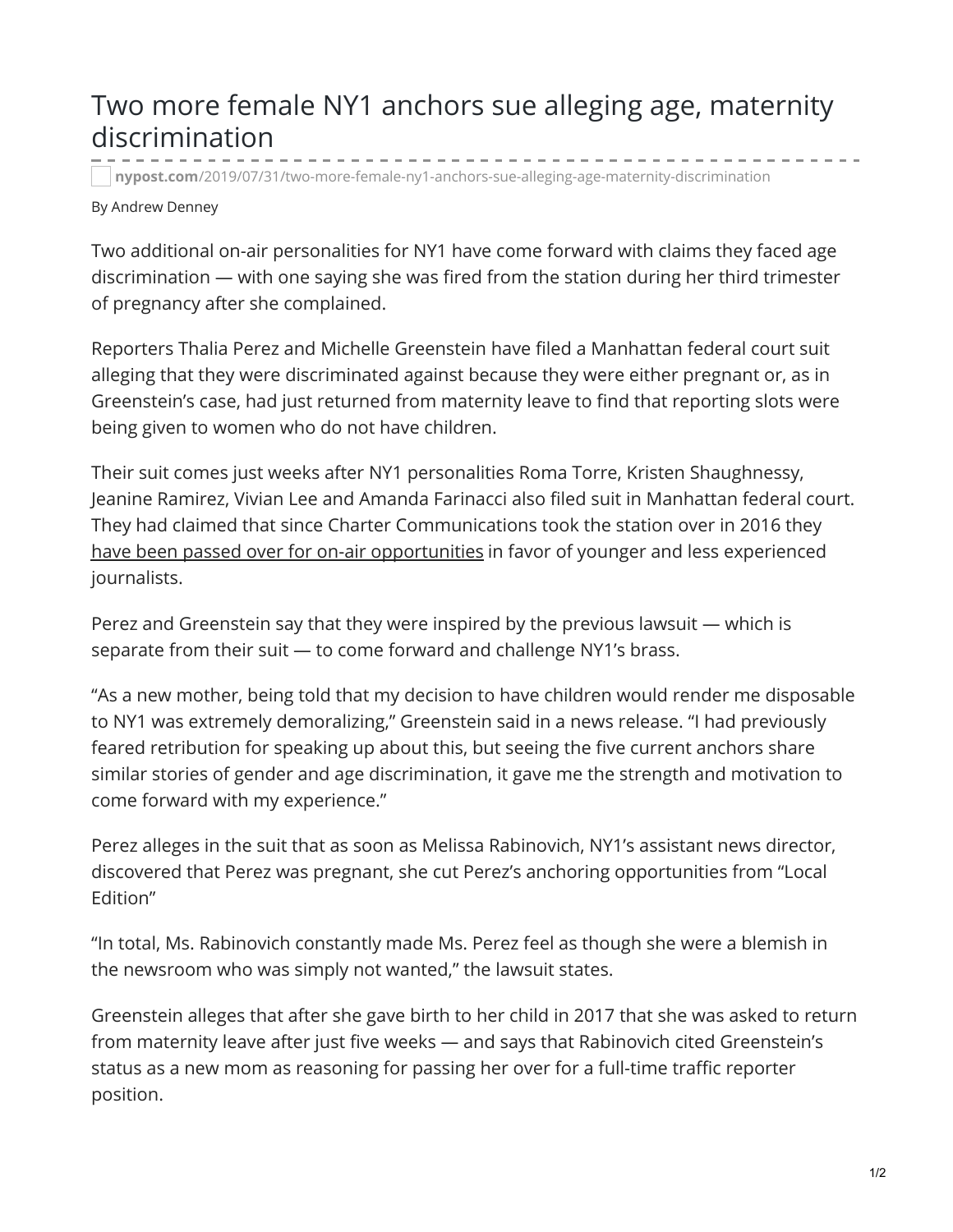# Two more female NY1 anchors sue alleging age, maternity discrimination

**nypost.com**/2019/07/31/two-more-female-ny1-anchors-sue-alleging-age-maternity-discrimination

By Andrew Denney

Two additional on-air personalities for NY1 have come forward with claims they faced age discrimination — with one saying she was fired from the station during her third trimester of pregnancy after she complained.

Reporters Thalia Perez and Michelle Greenstein have filed a Manhattan federal court suit alleging that they were discriminated against because they were either pregnant or, as in Greenstein's case, had just returned from maternity leave to find that reporting slots were being given to women who do not have children.

Their suit comes just weeks after NY1 personalities Roma Torre, Kristen Shaughnessy, Jeanine Ramirez, Vivian Lee and Amanda Farinacci also filed suit in Manhattan federal court. They had claimed that since Charter Communications took the station over in 2016 they have been passed over for on-air opportunities in favor of younger and less experienced journalists.

Perez and Greenstein say that they were inspired by the previous lawsuit — which is separate from their suit — to come forward and challenge NY1's brass.

"As a new mother, being told that my decision to have children would render me disposable to NY1 was extremely demoralizing," Greenstein said in a news release. "I had previously feared retribution for speaking up about this, but seeing the five current anchors share similar stories of gender and age discrimination, it gave me the strength and motivation to come forward with my experience."

Perez alleges in the suit that as soon as Melissa Rabinovich, NY1's assistant news director, discovered that Perez was pregnant, she cut Perez's anchoring opportunities from "Local Edition"

"In total, Ms. Rabinovich constantly made Ms. Perez feel as though she were a blemish in the newsroom who was simply not wanted," the lawsuit states.

Greenstein alleges that after she gave birth to her child in 2017 that she was asked to return from maternity leave after just five weeks — and says that Rabinovich cited Greenstein's status as a new mom as reasoning for passing her over for a full-time traffic reporter position.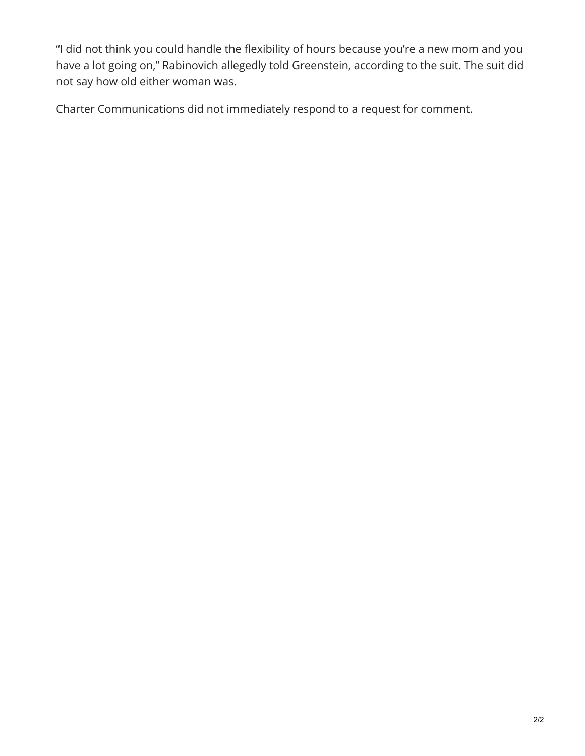"I did not think you could handle the flexibility of hours because you're a new mom and you have a lot going on," Rabinovich allegedly told Greenstein, according to the suit. The suit did not say how old either woman was.

Charter Communications did not immediately respond to a request for comment.